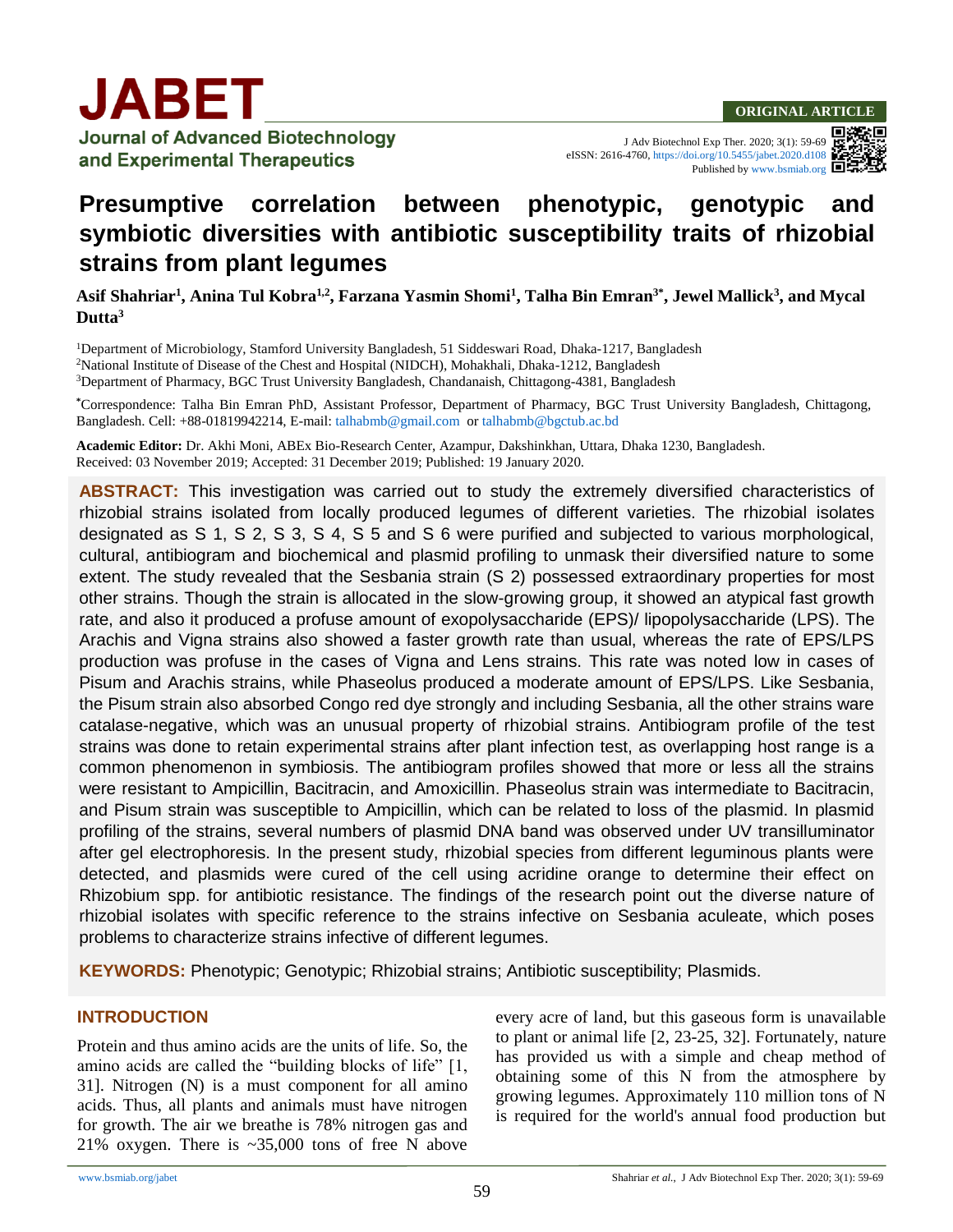ORIGINAL ARTICLE

eISSN: 2616-4760, https://doi.org/10.5455/jabet.2020.d108
Published by www.bsmiab.org

# Presumptive correlation between phenotypic, genotypic and symbiotic diversities with antibiotic susceptibility traits of rhizobial strains from plant legumes

**Asif Shahriar[1], Anina Tul Kobra[1,2], Farzana Yasmin Shomi[1], Talha Bin Emran[3*], Jewel Mallick[3], and Mycal Dutta[3]**

[1]Department of Microbiology, Stamford University Bangladesh, 51 Siddeswari Road, Dhaka-1217, Bangladesh
[2]National Institute of Disease of the Chest and Hospital (NIDCH), Mohakhali, Dhaka-1212, Bangladesh
[3]Department of Pharmacy, BGC Trust University Bangladesh, Chandanaish, Chittagong-4381, Bangladesh

*Correspondence: Talha Bin Emran PhD, Assistant Professor, Department of Pharmacy, BGC Trust University Bangladesh, Chittagong, Bangladesh. Cell: +88-01819942214, E-mail: talhabmb@gmail.com or talhabmb@bgctub.ac.bd

**Academic Editor:** Dr. Akhi Moni, ABEx Bio-Research Center, Azampur, Dakshinkhan, Uttara, Dhaka 1230, Bangladesh.
Received: 03 November 2019; Accepted: 31 December 2019; Published: 19 January 2020.

**ABSTRACT:** This investigation was carried out to study the extremely diversified characteristics of rhizobial strains isolated from locally produced legumes of different varieties. The rhizobial isolates designated as S 1, S 2, S 3, S 4, S 5 and S 6 were purified and subjected to various morphological, cultural, antibiogram and biochemical and plasmid profiling to unmask their diversified nature to some extent. The study revealed that the Sesbania strain (S 2) possessed extraordinary properties for most other strains. Though the strain is allocated in the slow-growing group, it showed an atypical fast growth rate, and also it produced a profuse amount of exopolysaccharide (EPS)/ lipopolysaccharide (LPS). The Arachis and Vigna strains also showed a faster growth rate than usual, whereas the rate of EPS/LPS production was profuse in the cases of Vigna and Lens strains. This rate was noted low in cases of Pisum and Arachis strains, while Phaseolus produced a moderate amount of EPS/LPS. Like Sesbania, the Pisum strain also absorbed Congo red dye strongly and including Sesbania, all the other strains ware catalase-negative, which was an unusual property of rhizobial strains. Antibiogram profile of the test strains was done to retain experimental strains after plant infection test, as overlapping host range is a common phenomenon in symbiosis. The antibiogram profiles showed that more or less all the strains were resistant to Ampicillin, Bacitracin, and Amoxicillin. Phaseolus strain was intermediate to Bacitracin, and Pisum strain was susceptible to Ampicillin, which can be related to loss of the plasmid. In plasmid profiling of the strains, several numbers of plasmid DNA band was observed under UV transilluminator after gel electrophoresis. In the present study, rhizobial species from different leguminous plants were detected, and plasmids were cured of the cell using acridine orange to determine their effect on Rhizobium spp. for antibiotic resistance. The findings of the research point out the diverse nature of rhizobial isolates with specific reference to the strains infective on Sesbania aculeate, which poses problems to characterize strains infective of different legumes.

**KEYWORDS:** Phenotypic; Genotypic; Rhizobial strains; Antibiotic susceptibility; Plasmids.

## INTRODUCTION

Protein and thus amino acids are the units of life. So, the amino acids are called the "building blocks of life" [1, 31]. Nitrogen (N) is a must component for all amino acids. Thus, all plants and animals must have nitrogen for growth. The air we breathe is 78% nitrogen gas and 21% oxygen. There is ~35,000 tons of free N above every acre of land, but this gaseous form is unavailable to plant or animal life [2, 23-25, 32]. Fortunately, nature has provided us with a simple and cheap method of obtaining some of this N from the atmosphere by growing legumes. Approximately 110 million tons of N is required for the world's annual food production but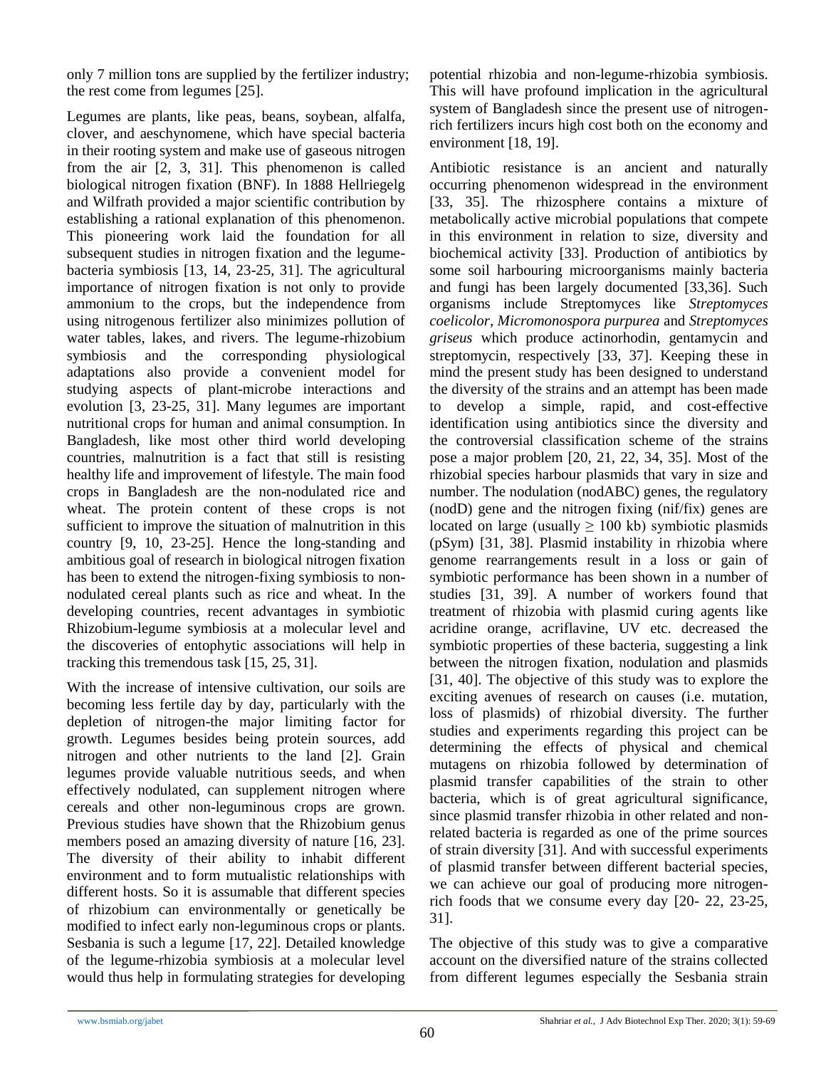only 7 million tons are supplied by the fertilizer industry; the rest come from legumes [25].

Legumes are plants, like peas, beans, soybean, alfalfa, clover, and aeschynomene, which have special bacteria in their rooting system and make use of gaseous nitrogen from the air [2, 3, 31]. This phenomenon is called biological nitrogen fixation (BNF). In 1888 Hellriegelg and Wilfrath provided a major scientific contribution by establishing a rational explanation of this phenomenon. This pioneering work laid the foundation for all subsequent studies in nitrogen fixation and the legume-bacteria symbiosis [13, 14, 23-25, 31]. The agricultural importance of nitrogen fixation is not only to provide ammonium to the crops, but the independence from using nitrogenous fertilizer also minimizes pollution of water tables, lakes, and rivers. The legume-rhizobium symbiosis and the corresponding physiological adaptations also provide a convenient model for studying aspects of plant-microbe interactions and evolution [3, 23-25, 31]. Many legumes are important nutritional crops for human and animal consumption. In Bangladesh, like most other third world developing countries, malnutrition is a fact that still is resisting healthy life and improvement of lifestyle. The main food crops in Bangladesh are the non-nodulated rice and wheat. The protein content of these crops is not sufficient to improve the situation of malnutrition in this country [9, 10, 23-25]. Hence the long-standing and ambitious goal of research in biological nitrogen fixation has been to extend the nitrogen-fixing symbiosis to non-nodulated cereal plants such as rice and wheat. In the developing countries, recent advantages in symbiotic Rhizobium-legume symbiosis at a molecular level and the discoveries of entophytic associations will help in tracking this tremendous task [15, 25, 31].

With the increase of intensive cultivation, our soils are becoming less fertile day by day, particularly with the depletion of nitrogen-the major limiting factor for growth. Legumes besides being protein sources, add nitrogen and other nutrients to the land [2]. Grain legumes provide valuable nutritious seeds, and when effectively nodulated, can supplement nitrogen where cereals and other non-leguminous crops are grown. Previous studies have shown that the Rhizobium genus members posed an amazing diversity of nature [16, 23]. The diversity of their ability to inhabit different environment and to form mutualistic relationships with different hosts. So it is assumable that different species of rhizobium can environmentally or genetically be modified to infect early non-leguminous crops or plants. Sesbania is such a legume [17, 22]. Detailed knowledge of the legume-rhizobia symbiosis at a molecular level would thus help in formulating strategies for developing potential rhizobia and non-legume-rhizobia symbiosis. This will have profound implication in the agricultural system of Bangladesh since the present use of nitrogen-rich fertilizers incurs high cost both on the economy and environment [18, 19].

Antibiotic resistance is an ancient and naturally occurring phenomenon widespread in the environment [33, 35]. The rhizosphere contains a mixture of metabolically active microbial populations that compete in this environment in relation to size, diversity and biochemical activity [33]. Production of antibiotics by some soil harbouring microorganisms mainly bacteria and fungi has been largely documented [33,36]. Such organisms include Streptomyces like *Streptomyces coelicolor*, *Micromonospora purpurea* and *Streptomyces griseus* which produce actinorhodin, gentamycin and streptomycin, respectively [33, 37]. Keeping these in mind the present study has been designed to understand the diversity of the strains and an attempt has been made to develop a simple, rapid, and cost-effective identification using antibiotics since the diversity and the controversial classification scheme of the strains pose a major problem [20, 21, 22, 34, 35]. Most of the rhizobial species harbour plasmids that vary in size and number. The nodulation (nodABC) genes, the regulatory (nodD) gene and the nitrogen fixing (nif/fix) genes are located on large (usually $\geq$ 100 kb) symbiotic plasmids (pSym) [31, 38]. Plasmid instability in rhizobia where genome rearrangements result in a loss or gain of symbiotic performance has been shown in a number of studies [31, 39]. A number of workers found that treatment of rhizobia with plasmid curing agents like acridine orange, acriflavine, UV etc. decreased the symbiotic properties of these bacteria, suggesting a link between the nitrogen fixation, nodulation and plasmids [31, 40]. The objective of this study was to explore the exciting avenues of research on causes (i.e. mutation, loss of plasmids) of rhizobial diversity. The further studies and experiments regarding this project can be determining the effects of physical and chemical mutagens on rhizobia followed by determination of plasmid transfer capabilities of the strain to other bacteria, which is of great agricultural significance, since plasmid transfer rhizobia in other related and non-related bacteria is regarded as one of the prime sources of strain diversity [31]. And with successful experiments of plasmid transfer between different bacterial species, we can achieve our goal of producing more nitrogen-rich foods that we consume every day [20- 22, 23-25, 31].

The objective of this study was to give a comparative account on the diversified nature of the strains collected from different legumes especially the Sesbania strain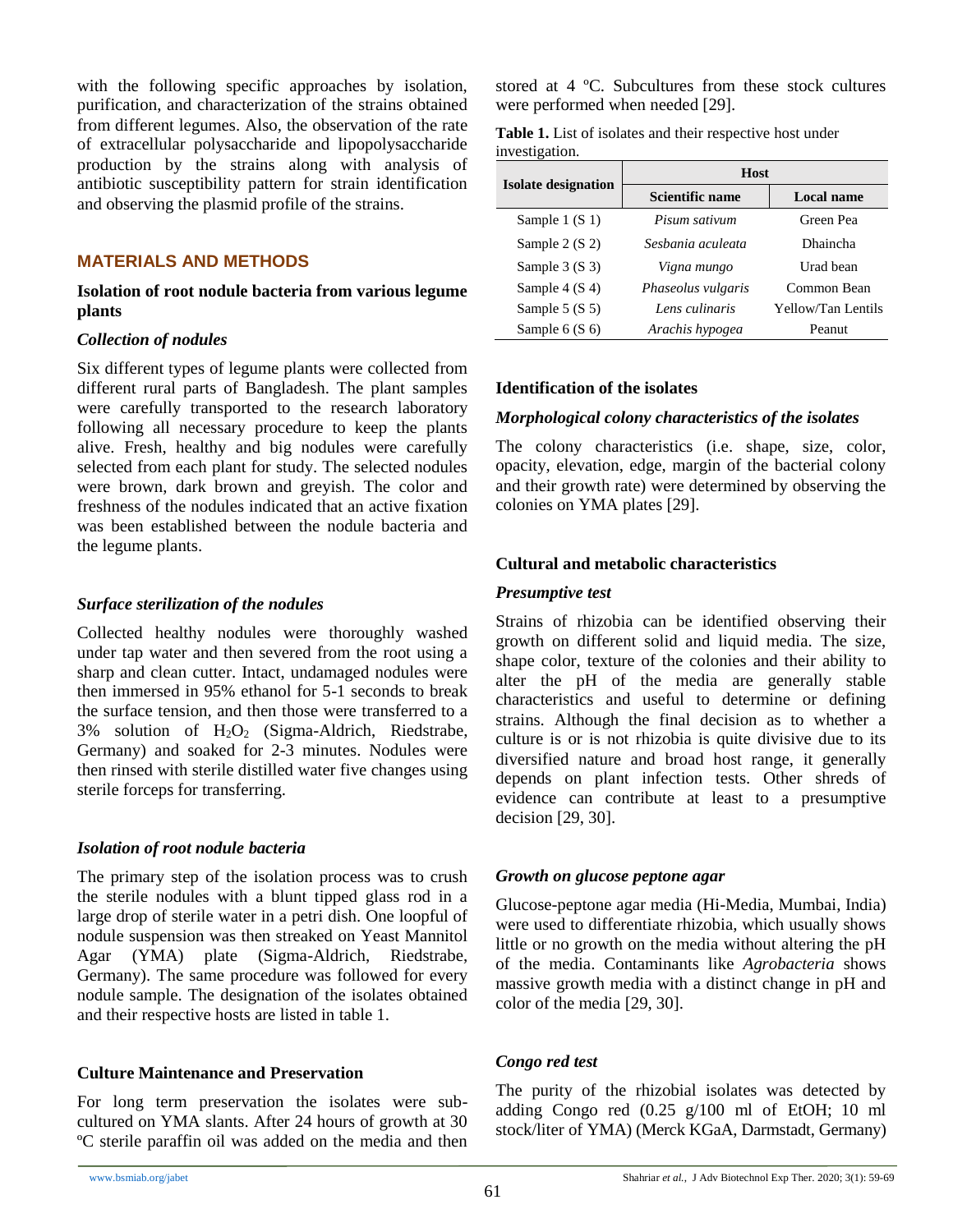with the following specific approaches by isolation, purification, and characterization of the strains obtained from different legumes. Also, the observation of the rate of extracellular polysaccharide and lipopolysaccharide production by the strains along with analysis of antibiotic susceptibility pattern for strain identification and observing the plasmid profile of the strains.

## MATERIALS AND METHODS

### Isolation of root nodule bacteria from various legume plants

#### *Collection of nodules*

Six different types of legume plants were collected from different rural parts of Bangladesh. The plant samples were carefully transported to the research laboratory following all necessary procedure to keep the plants alive. Fresh, healthy and big nodules were carefully selected from each plant for study. The selected nodules were brown, dark brown and greyish. The color and freshness of the nodules indicated that an active fixation was been established between the nodule bacteria and the legume plants.

#### *Surface sterilization of the nodules*

Collected healthy nodules were thoroughly washed under tap water and then severed from the root using a sharp and clean cutter. Intact, undamaged nodules were then immersed in 95% ethanol for 5-1 seconds to break the surface tension, and then those were transferred to a 3% solution of $H_2O_2$ (Sigma-Aldrich, Riedstrabe, Germany) and soaked for 2-3 minutes. Nodules were then rinsed with sterile distilled water five changes using sterile forceps for transferring.

#### *Isolation of root nodule bacteria*

The primary step of the isolation process was to crush the sterile nodules with a blunt tipped glass rod in a large drop of sterile water in a petri dish. One loopful of nodule suspension was then streaked on Yeast Mannitol Agar (YMA) plate (Sigma-Aldrich, Riedstrabe, Germany). The same procedure was followed for every nodule sample. The designation of the isolates obtained and their respective hosts are listed in table 1.

### Culture Maintenance and Preservation

For long term preservation the isolates were sub-cultured on YMA slants. After 24 hours of growth at 30 ºC sterile paraffin oil was added on the media and then stored at 4 ºC. Subcultures from these stock cultures were performed when needed [29].

**Table 1.** List of isolates and their respective host under investigation.

| Isolate designation | Host | |
|---|---|---|
| | Scientific name | Local name |
| Sample 1 (S 1) | *Pisum sativum* | Green Pea |
| Sample 2 (S 2) | *Sesbania aculeata* | Dhaincha |
| Sample 3 (S 3) | *Vigna mungo* | Urad bean |
| Sample 4 (S 4) | *Phaseolus vulgaris* | Common Bean |
| Sample 5 (S 5) | *Lens culinaris* | Yellow/Tan Lentils |
| Sample 6 (S 6) | *Arachis hypogea* | Peanut |

### Identification of the isolates

#### *Morphological colony characteristics of the isolates*

The colony characteristics (i.e. shape, size, color, opacity, elevation, edge, margin of the bacterial colony and their growth rate) were determined by observing the colonies on YMA plates [29].

### Cultural and metabolic characteristics

#### *Presumptive test*

Strains of rhizobia can be identified observing their growth on different solid and liquid media. The size, shape color, texture of the colonies and their ability to alter the pH of the media are generally stable characteristics and useful to determine or defining strains. Although the final decision as to whether a culture is or is not rhizobia is quite divisive due to its diversified nature and broad host range, it generally depends on plant infection tests. Other shreds of evidence can contribute at least to a presumptive decision [29, 30].

#### *Growth on glucose peptone agar*

Glucose-peptone agar media (Hi-Media, Mumbai, India) were used to differentiate rhizobia, which usually shows little or no growth on the media without altering the pH of the media. Contaminants like *Agrobacteria* shows massive growth media with a distinct change in pH and color of the media [29, 30].

#### *Congo red test*

The purity of the rhizobial isolates was detected by adding Congo red (0.25 g/100 ml of EtOH; 10 ml stock/liter of YMA) (Merck KGaA, Darmstadt, Germany)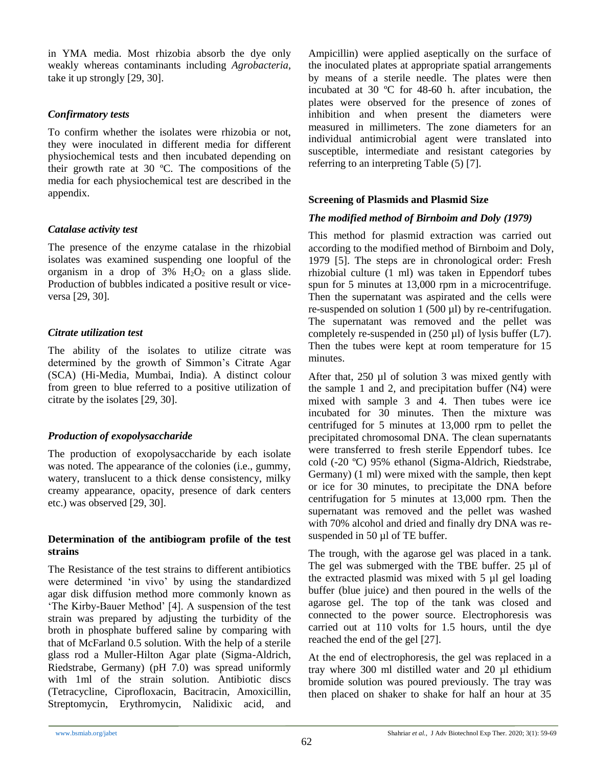in YMA media. Most rhizobia absorb the dye only weakly whereas contaminants including *Agrobacteria*, take it up strongly [29, 30].

### *Confirmatory tests*

To confirm whether the isolates were rhizobia or not, they were inoculated in different media for different physiochemical tests and then incubated depending on their growth rate at 30 ºC. The compositions of the media for each physiochemical test are described in the appendix.

### *Catalase activity test*

The presence of the enzyme catalase in the rhizobial isolates was examined suspending one loopful of the organism in a drop of 3% $H_2O_2$ on a glass slide. Production of bubbles indicated a positive result or vice-versa [29, 30].

### *Citrate utilization test*

The ability of the isolates to utilize citrate was determined by the growth of Simmon's Citrate Agar (SCA) (Hi-Media, Mumbai, India). A distinct colour from green to blue referred to a positive utilization of citrate by the isolates [29, 30].

### *Production of exopolysaccharide*

The production of exopolysaccharide by each isolate was noted. The appearance of the colonies (i.e., gummy, watery, translucent to a thick dense consistency, milky creamy appearance, opacity, presence of dark centers etc.) was observed [29, 30].

## Determination of the antibiogram profile of the test strains

The Resistance of the test strains to different antibiotics were determined 'in vivo' by using the standardized agar disk diffusion method more commonly known as 'The Kirby-Bauer Method' [4]. A suspension of the test strain was prepared by adjusting the turbidity of the broth in phosphate buffered saline by comparing with that of McFarland 0.5 solution. With the help of a sterile glass rod a Muller-Hilton Agar plate (Sigma-Aldrich, Riedstrabe, Germany) (pH 7.0) was spread uniformly with 1ml of the strain solution. Antibiotic discs (Tetracycline, Ciprofloxacin, Bacitracin, Amoxicillin, Streptomycin, Erythromycin, Nalidixic acid, and Ampicillin) were applied aseptically on the surface of the inoculated plates at appropriate spatial arrangements by means of a sterile needle. The plates were then incubated at 30 ºC for 48-60 h. after incubation, the plates were observed for the presence of zones of inhibition and when present the diameters were measured in millimeters. The zone diameters for an individual antimicrobial agent were translated into susceptible, intermediate and resistant categories by referring to an interpreting Table (5) [7].

## Screening of Plasmids and Plasmid Size

### *The modified method of Birnboim and Doly (1979)*

This method for plasmid extraction was carried out according to the modified method of Birnboim and Doly, 1979 [5]. The steps are in chronological order: Fresh rhizobial culture (1 ml) was taken in Eppendorf tubes spun for 5 minutes at 13,000 rpm in a microcentrifuge. Then the supernatant was aspirated and the cells were re-suspended on solution 1 (500 µl) by re-centrifugation. The supernatant was removed and the pellet was completely re-suspended in (250 µl) of lysis buffer (L7). Then the tubes were kept at room temperature for 15 minutes.

After that, 250 µl of solution 3 was mixed gently with the sample 1 and 2, and precipitation buffer (N4) were mixed with sample 3 and 4. Then tubes were ice incubated for 30 minutes. Then the mixture was centrifuged for 5 minutes at 13,000 rpm to pellet the precipitated chromosomal DNA. The clean supernatants were transferred to fresh sterile Eppendorf tubes. Ice cold (-20 ºC) 95% ethanol (Sigma-Aldrich, Riedstrabe, Germany) (1 ml) were mixed with the sample, then kept or ice for 30 minutes, to precipitate the DNA before centrifugation for 5 minutes at 13,000 rpm. Then the supernatant was removed and the pellet was washed with 70% alcohol and dried and finally dry DNA was re-suspended in 50 µl of TE buffer.

The trough, with the agarose gel was placed in a tank. The gel was submerged with the TBE buffer. 25 µl of the extracted plasmid was mixed with 5 µl gel loading buffer (blue juice) and then poured in the wells of the agarose gel. The top of the tank was closed and connected to the power source. Electrophoresis was carried out at 110 volts for 1.5 hours, until the dye reached the end of the gel [27].

At the end of electrophoresis, the gel was replaced in a tray where 300 ml distilled water and 20 µl ethidium bromide solution was poured previously. The tray was then placed on shaker to shake for half an hour at 35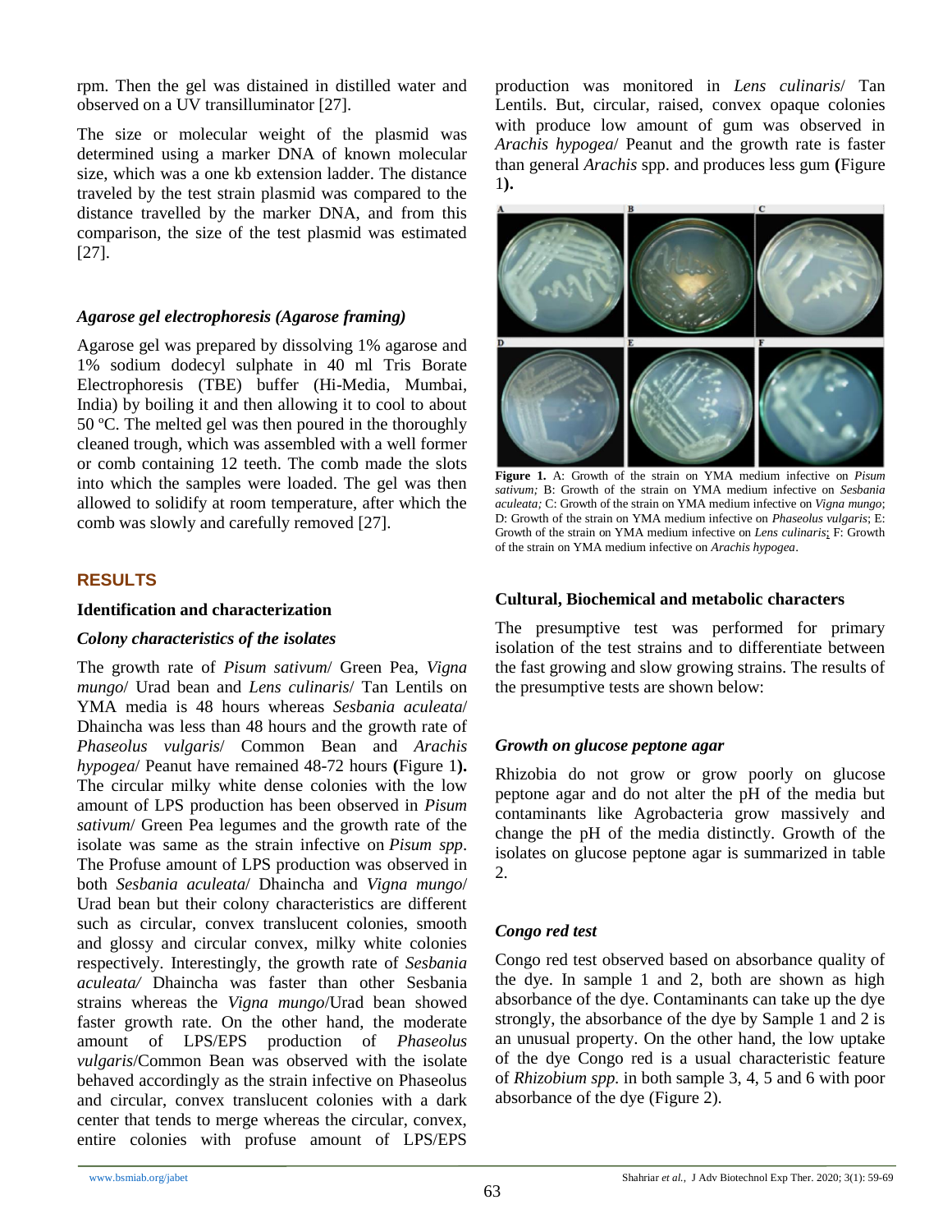rpm. Then the gel was distained in distilled water and observed on a UV transilluminator [27].

The size or molecular weight of the plasmid was determined using a marker DNA of known molecular size, which was a one kb extension ladder. The distance traveled by the test strain plasmid was compared to the distance travelled by the marker DNA, and from this comparison, the size of the test plasmid was estimated [27].

### *Agarose gel electrophoresis (Agarose framing)*

Agarose gel was prepared by dissolving 1% agarose and 1% sodium dodecyl sulphate in 40 ml Tris Borate Electrophoresis (TBE) buffer (Hi-Media, Mumbai, India) by boiling it and then allowing it to cool to about 50 ºC. The melted gel was then poured in the thoroughly cleaned trough, which was assembled with a well former or comb containing 12 teeth. The comb made the slots into which the samples were loaded. The gel was then allowed to solidify at room temperature, after which the comb was slowly and carefully removed [27].

## RESULTS

### Identification and characterization

### *Colony characteristics of the isolates*

The growth rate of *Pisum sativum*/ Green Pea, *Vigna mungo*/ Urad bean and *Lens culinaris*/ Tan Lentils on YMA media is 48 hours whereas *Sesbania aculeata*/ Dhaincha was less than 48 hours and the growth rate of *Phaseolus vulgaris*/ Common Bean and *Arachis hypogea*/ Peanut have remained 48-72 hours **(**Figure 1**).** The circular milky white dense colonies with the low amount of LPS production has been observed in *Pisum sativum*/ Green Pea legumes and the growth rate of the isolate was same as the strain infective on *Pisum spp*. The Profuse amount of LPS production was observed in both *Sesbania aculeata*/ Dhaincha and *Vigna mungo*/ Urad bean but their colony characteristics are different such as circular, convex translucent colonies, smooth and glossy and circular convex, milky white colonies respectively. Interestingly, the growth rate of *Sesbania aculeata/* Dhaincha was faster than other Sesbania strains whereas the *Vigna mungo*/Urad bean showed faster growth rate. On the other hand, the moderate amount of LPS/EPS production of *Phaseolus vulgaris*/Common Bean was observed with the isolate behaved accordingly as the strain infective on Phaseolus and circular, convex translucent colonies with a dark center that tends to merge whereas the circular, convex, entire colonies with profuse amount of LPS/EPS production was monitored in *Lens culinaris*/ Tan Lentils. But, circular, raised, convex opaque colonies with produce low amount of gum was observed in *Arachis hypogea*/ Peanut and the growth rate is faster than general *Arachis* spp. and produces less gum **(**Figure 1**).**

**Figure 1.** A: Growth of the strain on YMA medium infective on *Pisum sativum;* B: Growth of the strain on YMA medium infective on *Sesbania aculeata;* C: Growth of the strain on YMA medium infective on *Vigna mungo*; D: Growth of the strain on YMA medium infective on *Phaseolus vulgaris*; E: Growth of the strain on YMA medium infective on *Lens culinaris*; F: Growth of the strain on YMA medium infective on *Arachis hypogea*.

### Cultural, Biochemical and metabolic characters

The presumptive test was performed for primary isolation of the test strains and to differentiate between the fast growing and slow growing strains. The results of the presumptive tests are shown below:

### *Growth on glucose peptone agar*

Rhizobia do not grow or grow poorly on glucose peptone agar and do not alter the pH of the media but contaminants like Agrobacteria grow massively and change the pH of the media distinctly. Growth of the isolates on glucose peptone agar is summarized in table 2.

### *Congo red test*

Congo red test observed based on absorbance quality of the dye. In sample 1 and 2, both are shown as high absorbance of the dye. Contaminants can take up the dye strongly, the absorbance of the dye by Sample 1 and 2 is an unusual property. On the other hand, the low uptake of the dye Congo red is a usual characteristic feature of *Rhizobium spp.* in both sample 3, 4, 5 and 6 with poor absorbance of the dye (Figure 2).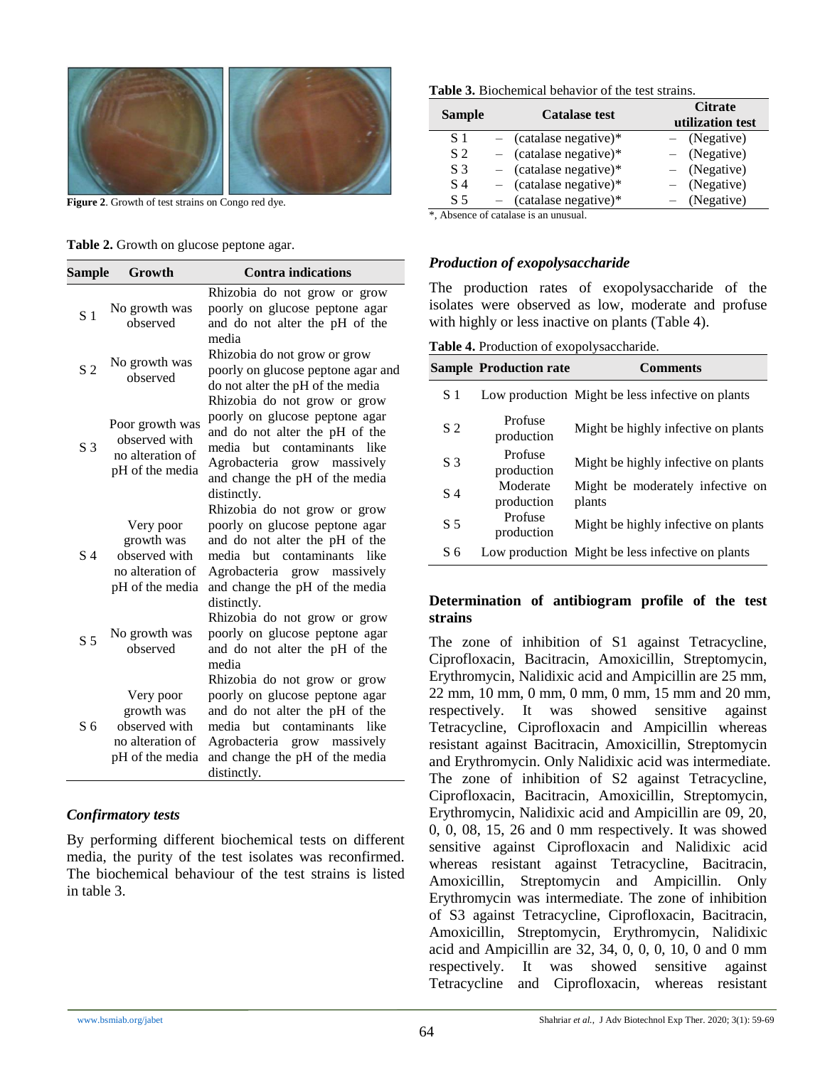Figure 2. Growth of test strains on Congo red dye.

**Table 2.** Growth on glucose peptone agar.

| Sample | Growth | Contra indications |
|---|---|---|
| S 1 | No growth was observed | Rhizobia do not grow or grow poorly on glucose peptone agar and do not alter the pH of the media |
| S 2 | No growth was observed | Rhizobia do not grow or grow poorly on glucose peptone agar and do not alter the pH of the media |
| S 3 | Poor growth was observed with no alteration of pH of the media | Rhizobia do not grow or grow poorly on glucose peptone agar and do not alter the pH of the media but contaminants like Agrobacteria grow massively and change the pH of the media distinctly. |
| S 4 | Very poor growth was observed with no alteration of pH of the media | Rhizobia do not grow or grow poorly on glucose peptone agar and do not alter the pH of the media but contaminants like Agrobacteria grow massively and change the pH of the media distinctly. |
| S 5 | No growth was observed | Rhizobia do not grow or grow poorly on glucose peptone agar and do not alter the pH of the media |
| S 6 | Very poor growth was observed with no alteration of pH of the media | Rhizobia do not grow or grow poorly on glucose peptone agar and do not alter the pH of the media but contaminants like Agrobacteria grow massively and change the pH of the media distinctly. |

### *Confirmatory tests*

By performing different biochemical tests on different media, the purity of the test isolates was reconfirmed. The biochemical behaviour of the test strains is listed in table 3.

**Table 3.** Biochemical behavior of the test strains.

| Sample | Catalase test | Citrate utilization test |
|---|---|---|
| S 1 | – (catalase negative)* | – (Negative) |
| S 2 | – (catalase negative)* | – (Negative) |
| S 3 | – (catalase negative)* | – (Negative) |
| S 4 | – (catalase negative)* | – (Negative) |
| S 5 | – (catalase negative)* | – (Negative) |

*, Absence of catalase is an unusual.

### *Production of exopolysaccharide*

The production rates of exopolysaccharide of the isolates were observed as low, moderate and profuse with highly or less inactive on plants (Table 4).

**Table 4.** Production of exopolysaccharide.

| Sample | Production rate | Comments |
|---|---|---|
| S 1 | Low production | Might be less infective on plants |
| S 2 | Profuse production | Might be highly infective on plants |
| S 3 | Profuse production | Might be highly infective on plants |
| S 4 | Moderate production | Might be moderately infective on plants |
| S 5 | Profuse production | Might be highly infective on plants |
| S 6 | Low production | Might be less infective on plants |

### Determination of antibiogram profile of the test strains

The zone of inhibition of S1 against Tetracycline, Ciprofloxacin, Bacitracin, Amoxicillin, Streptomycin, Erythromycin, Nalidixic acid and Ampicillin are 25 mm, 22 mm, 10 mm, 0 mm, 0 mm, 0 mm, 15 mm and 20 mm, respectively. It was showed sensitive against Tetracycline, Ciprofloxacin and Ampicillin whereas resistant against Bacitracin, Amoxicillin, Streptomycin and Erythromycin. Only Nalidixic acid was intermediate. The zone of inhibition of S2 against Tetracycline, Ciprofloxacin, Bacitracin, Amoxicillin, Streptomycin, Erythromycin, Nalidixic acid and Ampicillin are 09, 20, 0, 0, 08, 15, 26 and 0 mm respectively. It was showed sensitive against Ciprofloxacin and Nalidixic acid whereas resistant against Tetracycline, Bacitracin, Amoxicillin, Streptomycin and Ampicillin. Only Erythromycin was intermediate. The zone of inhibition of S3 against Tetracycline, Ciprofloxacin, Bacitracin, Amoxicillin, Streptomycin, Erythromycin, Nalidixic acid and Ampicillin are 32, 34, 0, 0, 0, 10, 0 and 0 mm respectively. It was showed sensitive against Tetracycline and Ciprofloxacin, whereas resistant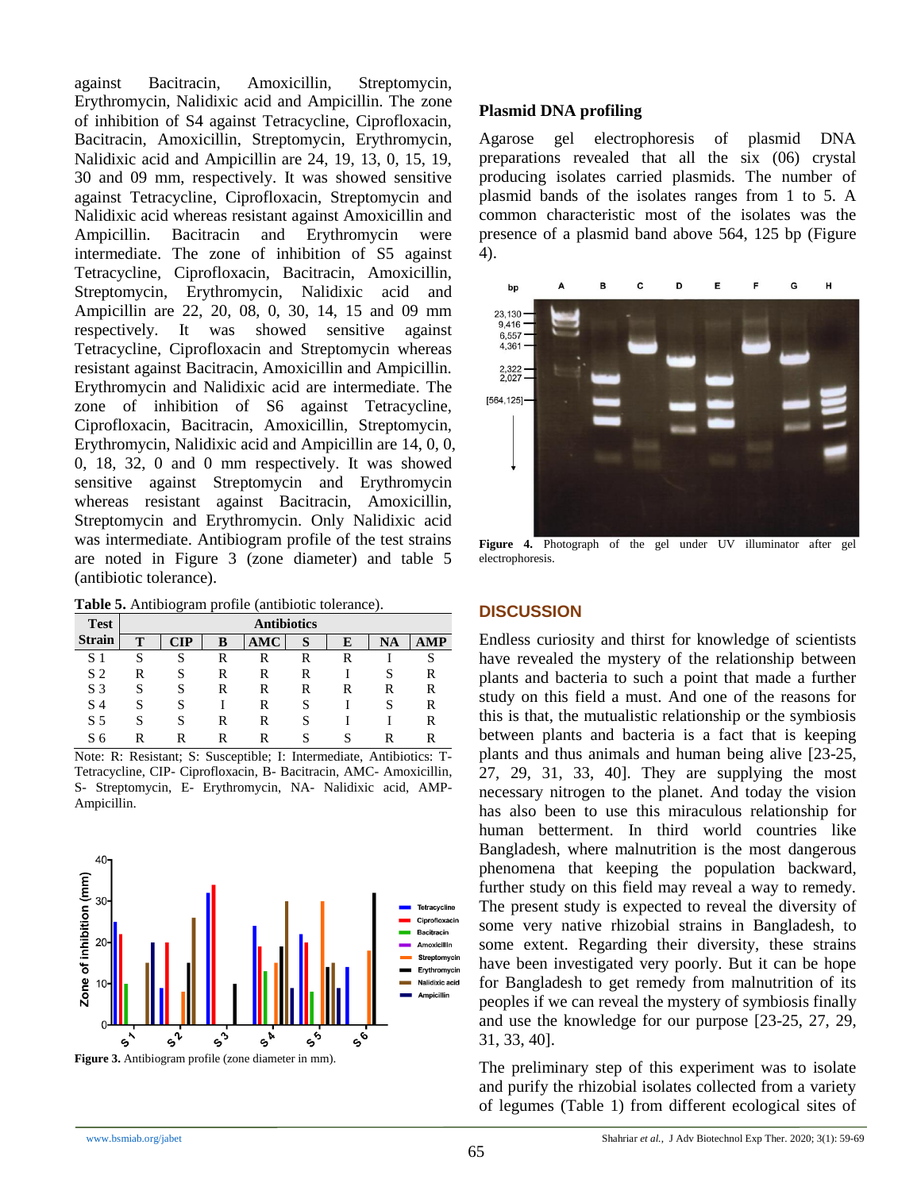against Bacitracin, Amoxicillin, Streptomycin, Erythromycin, Nalidixic acid and Ampicillin. The zone of inhibition of S4 against Tetracycline, Ciprofloxacin, Bacitracin, Amoxicillin, Streptomycin, Erythromycin, Nalidixic acid and Ampicillin are 24, 19, 13, 0, 15, 19, 30 and 09 mm, respectively. It was showed sensitive against Tetracycline, Ciprofloxacin, Streptomycin and Nalidixic acid whereas resistant against Amoxicillin and Ampicillin. Bacitracin and Erythromycin were intermediate. The zone of inhibition of S5 against Tetracycline, Ciprofloxacin, Bacitracin, Amoxicillin, Streptomycin, Erythromycin, Nalidixic acid and Ampicillin are 22, 20, 08, 0, 30, 14, 15 and 09 mm respectively. It was showed sensitive against Tetracycline, Ciprofloxacin and Streptomycin whereas resistant against Bacitracin, Amoxicillin and Ampicillin. Erythromycin and Nalidixic acid are intermediate. The zone of inhibition of S6 against Tetracycline, Ciprofloxacin, Bacitracin, Amoxicillin, Streptomycin, Erythromycin, Nalidixic acid and Ampicillin are 14, 0, 0, 0, 18, 32, 0 and 0 mm respectively. It was showed sensitive against Streptomycin and Erythromycin whereas resistant against Bacitracin, Amoxicillin, Streptomycin and Erythromycin. Only Nalidixic acid was intermediate. Antibiogram profile of the test strains are noted in Figure 3 (zone diameter) and table 5 (antibiotic tolerance).

**Table 5.** Antibiogram profile (antibiotic tolerance).

| Test Strain | Antibiotics | | | | | | | |
|---|---|---|---|---|---|---|---|---|
| | T | CIP | B | AMC | S | E | NA | AMP |
| S 1 | S | S | R | R | R | R | I | S |
| S 2 | R | S | R | R | R | I | S | R |
| S 3 | S | S | R | R | R | R | R | R |
| S 4 | S | S | I | R | S | I | S | R |
| S 5 | S | S | R | R | S | I | I | R |
| S 6 | R | R | R | R | S | S | R | R |

Note: R: Resistant; S: Susceptible; I: Intermediate, Antibiotics: T-Tetracycline, CIP- Ciprofloxacin, B- Bacitracin, AMC- Amoxicillin, S- Streptomycin, E- Erythromycin, NA- Nalidixic acid, AMP-Ampicillin.

**Figure 3.** Antibiogram profile (zone diameter in mm).

## Plasmid DNA profiling

Agarose gel electrophoresis of plasmid DNA preparations revealed that all the six (06) crystal producing isolates carried plasmids. The number of plasmid bands of the isolates ranges from 1 to 5. A common characteristic most of the isolates was the presence of a plasmid band above 564, 125 bp (Figure 4).

**Figure 4.** Photograph of the gel under UV illuminator after gel electrophoresis.

## DISCUSSION

Endless curiosity and thirst for knowledge of scientists have revealed the mystery of the relationship between plants and bacteria to such a point that made a further study on this field a must. And one of the reasons for this is that, the mutualistic relationship or the symbiosis between plants and bacteria is a fact that is keeping plants and thus animals and human being alive [23-25, 27, 29, 31, 33, 40]. They are supplying the most necessary nitrogen to the planet. And today the vision has also been to use this miraculous relationship for human betterment. In third world countries like Bangladesh, where malnutrition is the most dangerous phenomena that keeping the population backward, further study on this field may reveal a way to remedy. The present study is expected to reveal the diversity of some very native rhizobial strains in Bangladesh, to some extent. Regarding their diversity, these strains have been investigated very poorly. But it can be hope for Bangladesh to get remedy from malnutrition of its peoples if we can reveal the mystery of symbiosis finally and use the knowledge for our purpose [23-25, 27, 29, 31, 33, 40].

The preliminary step of this experiment was to isolate and purify the rhizobial isolates collected from a variety of legumes (Table 1) from different ecological sites of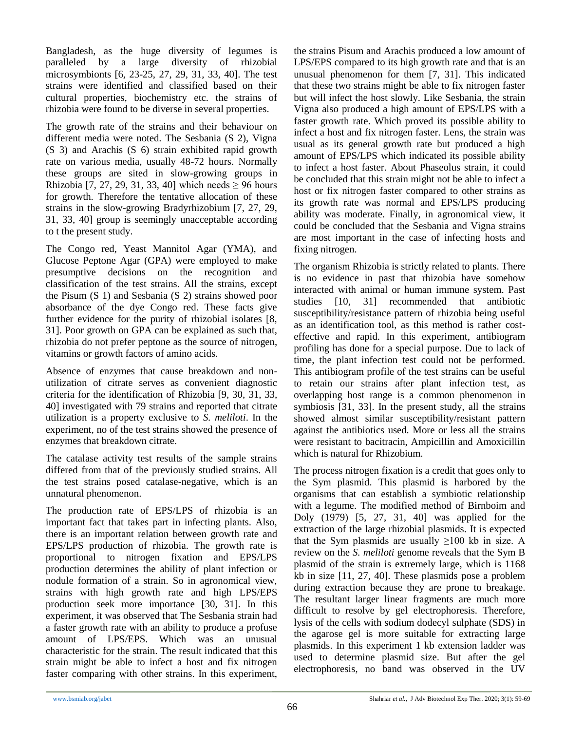Bangladesh, as the huge diversity of legumes is paralleled by a large diversity of rhizobial microsymbionts [6, 23-25, 27, 29, 31, 33, 40]. The test strains were identified and classified based on their cultural properties, biochemistry etc. the strains of rhizobia were found to be diverse in several properties.

The growth rate of the strains and their behaviour on different media were noted. The Sesbania (S 2), Vigna (S 3) and Arachis (S 6) strain exhibited rapid growth rate on various media, usually 48-72 hours. Normally these groups are sited in slow-growing groups in Rhizobia [7, 27, 29, 31, 33, 40] which needs ≥ 96 hours for growth. Therefore the tentative allocation of these strains in the slow-growing Bradyrhizobium [7, 27, 29, 31, 33, 40] group is seemingly unacceptable according to t the present study.

The Congo red, Yeast Mannitol Agar (YMA), and Glucose Peptone Agar (GPA) were employed to make presumptive decisions on the recognition and classification of the test strains. All the strains, except the Pisum (S 1) and Sesbania (S 2) strains showed poor absorbance of the dye Congo red. These facts give further evidence for the purity of rhizobial isolates [8, 31]. Poor growth on GPA can be explained as such that, rhizobia do not prefer peptone as the source of nitrogen, vitamins or growth factors of amino acids.

Absence of enzymes that cause breakdown and non-utilization of citrate serves as convenient diagnostic criteria for the identification of Rhizobia [9, 30, 31, 33, 40] investigated with 79 strains and reported that citrate utilization is a property exclusive to *S. meliloti*. In the experiment, no of the test strains showed the presence of enzymes that breakdown citrate.

The catalase activity test results of the sample strains differed from that of the previously studied strains. All the test strains posed catalase-negative, which is an unnatural phenomenon.

The production rate of EPS/LPS of rhizobia is an important fact that takes part in infecting plants. Also, there is an important relation between growth rate and EPS/LPS production of rhizobia. The growth rate is proportional to nitrogen fixation and EPS/LPS production determines the ability of plant infection or nodule formation of a strain. So in agronomical view, strains with high growth rate and high LPS/EPS production seek more importance [30, 31]. In this experiment, it was observed that The Sesbania strain had a faster growth rate with an ability to produce a profuse amount of LPS/EPS. Which was an unusual characteristic for the strain. The result indicated that this strain might be able to infect a host and fix nitrogen faster comparing with other strains. In this experiment, the strains Pisum and Arachis produced a low amount of LPS/EPS compared to its high growth rate and that is an unusual phenomenon for them [7, 31]. This indicated that these two strains might be able to fix nitrogen faster but will infect the host slowly. Like Sesbania, the strain Vigna also produced a high amount of EPS/LPS with a faster growth rate. Which proved its possible ability to infect a host and fix nitrogen faster. Lens, the strain was usual as its general growth rate but produced a high amount of EPS/LPS which indicated its possible ability to infect a host faster. About Phaseolus strain, it could be concluded that this strain might not be able to infect a host or fix nitrogen faster compared to other strains as its growth rate was normal and EPS/LPS producing ability was moderate. Finally, in agronomical view, it could be concluded that the Sesbania and Vigna strains are most important in the case of infecting hosts and fixing nitrogen.

The organism Rhizobia is strictly related to plants. There is no evidence in past that rhizobia have somehow interacted with animal or human immune system. Past studies [10, 31] recommended that antibiotic susceptibility/resistance pattern of rhizobia being useful as an identification tool, as this method is rather cost-effective and rapid. In this experiment, antibiogram profiling has done for a special purpose. Due to lack of time, the plant infection test could not be performed. This antibiogram profile of the test strains can be useful to retain our strains after plant infection test, as overlapping host range is a common phenomenon in symbiosis [31, 33]. In the present study, all the strains showed almost similar susceptibility/resistant pattern against the antibiotics used. More or less all the strains were resistant to bacitracin, Ampicillin and Amoxicillin which is natural for Rhizobium.

The process nitrogen fixation is a credit that goes only to the Sym plasmid. This plasmid is harbored by the organisms that can establish a symbiotic relationship with a legume. The modified method of Birnboim and Doly (1979) [5, 27, 31, 40] was applied for the extraction of the large rhizobial plasmids. It is expected that the Sym plasmids are usually ≥100 kb in size. A review on the *S. meliloti* genome reveals that the Sym B plasmid of the strain is extremely large, which is 1168 kb in size [11, 27, 40]. These plasmids pose a problem during extraction because they are prone to breakage. The resultant larger linear fragments are much more difficult to resolve by gel electrophoresis. Therefore, lysis of the cells with sodium dodecyl sulphate (SDS) in the agarose gel is more suitable for extracting large plasmids. In this experiment 1 kb extension ladder was used to determine plasmid size. But after the gel electrophoresis, no band was observed in the UV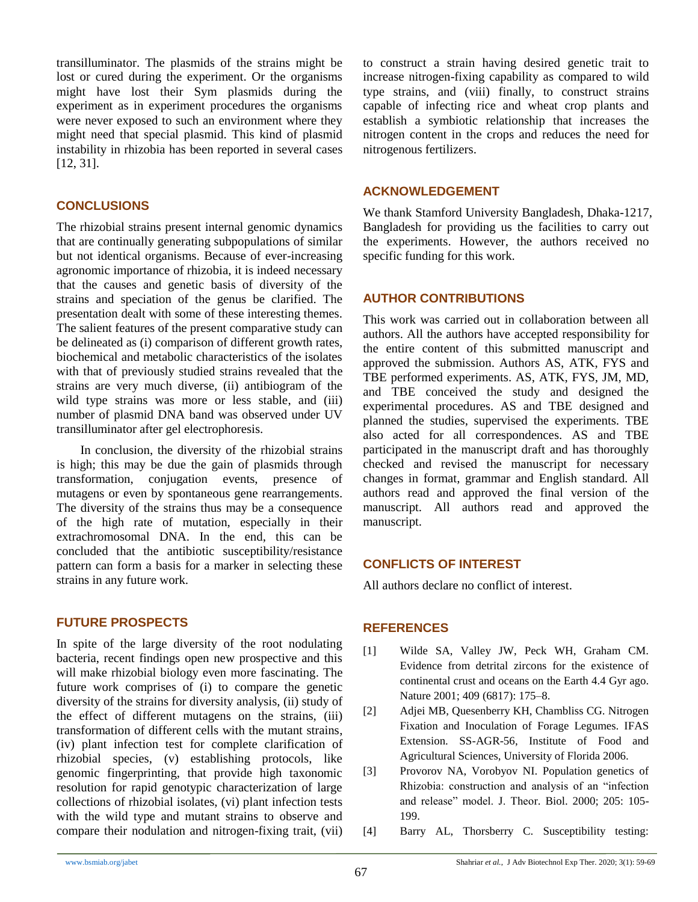transilluminator. The plasmids of the strains might be lost or cured during the experiment. Or the organisms might have lost their Sym plasmids during the experiment as in experiment procedures the organisms were never exposed to such an environment where they might need that special plasmid. This kind of plasmid instability in rhizobia has been reported in several cases [12, 31].

## CONCLUSIONS

The rhizobial strains present internal genomic dynamics that are continually generating subpopulations of similar but not identical organisms. Because of ever-increasing agronomic importance of rhizobia, it is indeed necessary that the causes and genetic basis of diversity of the strains and speciation of the genus be clarified. The presentation dealt with some of these interesting themes. The salient features of the present comparative study can be delineated as (i) comparison of different growth rates, biochemical and metabolic characteristics of the isolates with that of previously studied strains revealed that the strains are very much diverse, (ii) antibiogram of the wild type strains was more or less stable, and (iii) number of plasmid DNA band was observed under UV transilluminator after gel electrophoresis.

In conclusion, the diversity of the rhizobial strains is high; this may be due the gain of plasmids through transformation, conjugation events, presence of mutagens or even by spontaneous gene rearrangements. The diversity of the strains thus may be a consequence of the high rate of mutation, especially in their extrachromosomal DNA. In the end, this can be concluded that the antibiotic susceptibility/resistance pattern can form a basis for a marker in selecting these strains in any future work.

## FUTURE PROSPECTS

In spite of the large diversity of the root nodulating bacteria, recent findings open new prospective and this will make rhizobial biology even more fascinating. The future work comprises of (i) to compare the genetic diversity of the strains for diversity analysis, (ii) study of the effect of different mutagens on the strains, (iii) transformation of different cells with the mutant strains, (iv) plant infection test for complete clarification of rhizobial species, (v) establishing protocols, like genomic fingerprinting, that provide high taxonomic resolution for rapid genotypic characterization of large collections of rhizobial isolates, (vi) plant infection tests with the wild type and mutant strains to observe and compare their nodulation and nitrogen-fixing trait, (vii) to construct a strain having desired genetic trait to increase nitrogen-fixing capability as compared to wild type strains, and (viii) finally, to construct strains capable of infecting rice and wheat crop plants and establish a symbiotic relationship that increases the nitrogen content in the crops and reduces the need for nitrogenous fertilizers.

## ACKNOWLEDGEMENT

We thank Stamford University Bangladesh, Dhaka-1217, Bangladesh for providing us the facilities to carry out the experiments. However, the authors received no specific funding for this work.

## AUTHOR CONTRIBUTIONS

This work was carried out in collaboration between all authors. All the authors have accepted responsibility for the entire content of this submitted manuscript and approved the submission. Authors AS, ATK, FYS and TBE performed experiments. AS, ATK, FYS, JM, MD, and TBE conceived the study and designed the experimental procedures. AS and TBE designed and planned the studies, supervised the experiments. TBE also acted for all correspondences. AS and TBE participated in the manuscript draft and has thoroughly checked and revised the manuscript for necessary changes in format, grammar and English standard. All authors read and approved the final version of the manuscript. All authors read and approved the manuscript.

## CONFLICTS OF INTEREST

All authors declare no conflict of interest.

## REFERENCES

[1] Wilde SA, Valley JW, Peck WH, Graham CM. Evidence from detrital zircons for the existence of continental crust and oceans on the Earth 4.4 Gyr ago. Nature 2001; 409 (6817): 175–8.

[2] Adjei MB, Quesenberry KH, Chambliss CG. Nitrogen Fixation and Inoculation of Forage Legumes. IFAS Extension. SS-AGR-56, Institute of Food and Agricultural Sciences, University of Florida 2006.

[3] Provorov NA, Vorobyov NI. Population genetics of Rhizobia: construction and analysis of an "infection and release" model. J. Theor. Biol. 2000; 205: 105-199.

[4] Barry AL, Thorsberry C. Susceptibility testing: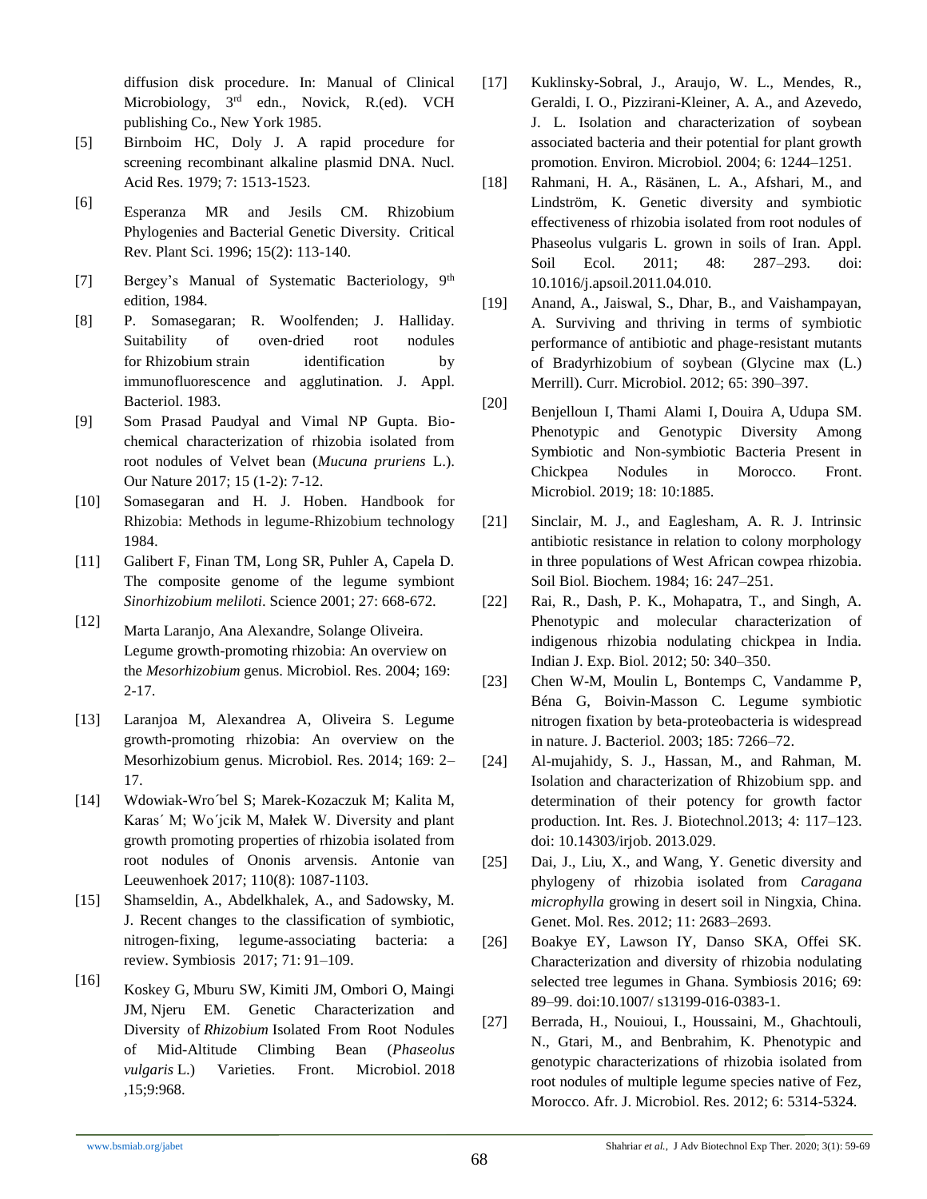diffusion disk procedure. In: Manual of Clinical Microbiology, 3rd edn., Novick, R.(ed). VCH publishing Co., New York 1985.

[5] Birnboim HC, Doly J. A rapid procedure for screening recombinant alkaline plasmid DNA. Nucl. Acid Res. 1979; 7: 1513-1523.

[6] Esperanza MR and Jesils CM. Rhizobium Phylogenies and Bacterial Genetic Diversity. Critical Rev. Plant Sci. 1996; 15(2): 113-140.

[7] Bergey's Manual of Systematic Bacteriology, 9th edition, 1984.

[8] P. Somasegaran; R. Woolfenden; J. Halliday. Suitability of oven-dried root nodules for Rhizobium strain identification by immunofluorescence and agglutination. J. Appl. Bacteriol. 1983.

[9] Som Prasad Paudyal and Vimal NP Gupta. Bio-chemical characterization of rhizobia isolated from root nodules of Velvet bean (*Mucuna pruriens* L.). Our Nature 2017; 15 (1-2): 7-12.

[10] Somasegaran and H. J. Hoben. Handbook for Rhizobia: Methods in legume-Rhizobium technology 1984.

[11] Galibert F, Finan TM, Long SR, Puhler A, Capela D. The composite genome of the legume symbiont *Sinorhizobium meliloti*. Science 2001; 27: 668-672.

[12] Marta Laranjo, Ana Alexandre, Solange Oliveira. Legume growth-promoting rhizobia: An overview on the *Mesorhizobium* genus. Microbiol. Res. 2004; 169: 2-17.

[13] Laranjoa M, Alexandrea A, Oliveira S. Legume growth-promoting rhizobia: An overview on the Mesorhizobium genus. Microbiol. Res. 2014; 169: 2–17.

[14] Wdowiak-Wro´bel S; Marek-Kozaczuk M; Kalita M, Karas´ M; Wo´jcik M, Małek W. Diversity and plant growth promoting properties of rhizobia isolated from root nodules of Ononis arvensis. Antonie van Leeuwenhoek 2017; 110(8): 1087-1103.

[15] Shamseldin, A., Abdelkhalek, A., and Sadowsky, M. J. Recent changes to the classification of symbiotic, nitrogen-fixing, legume-associating bacteria: a review. Symbiosis 2017; 71: 91–109.

[16] Koskey G, Mburu SW, Kimiti JM, Ombori O, Maingi JM, Njeru EM. Genetic Characterization and Diversity of *Rhizobium* Isolated From Root Nodules of Mid-Altitude Climbing Bean (*Phaseolus vulgaris* L.) Varieties. Front. Microbiol. 2018 ,15;9:968.

[17] Kuklinsky-Sobral, J., Araujo, W. L., Mendes, R., Geraldi, I. O., Pizzirani-Kleiner, A. A., and Azevedo, J. L. Isolation and characterization of soybean associated bacteria and their potential for plant growth promotion. Environ. Microbiol. 2004; 6: 1244–1251.

[18] Rahmani, H. A., Räsänen, L. A., Afshari, M., and Lindström, K. Genetic diversity and symbiotic effectiveness of rhizobia isolated from root nodules of Phaseolus vulgaris L. grown in soils of Iran. Appl. Soil Ecol. 2011; 48: 287–293. doi: 10.1016/j.apsoil.2011.04.010.

[19] Anand, A., Jaiswal, S., Dhar, B., and Vaishampayan, A. Surviving and thriving in terms of symbiotic performance of antibiotic and phage-resistant mutants of Bradyrhizobium of soybean (Glycine max (L.) Merrill). Curr. Microbiol. 2012; 65: 390–397.

[20] Benjelloun I, Thami Alami I, Douira A, Udupa SM. Phenotypic and Genotypic Diversity Among Symbiotic and Non-symbiotic Bacteria Present in Chickpea Nodules in Morocco. Front. Microbiol. 2019; 18: 10:1885.

[21] Sinclair, M. J., and Eaglesham, A. R. J. Intrinsic antibiotic resistance in relation to colony morphology in three populations of West African cowpea rhizobia. Soil Biol. Biochem. 1984; 16: 247–251.

[22] Rai, R., Dash, P. K., Mohapatra, T., and Singh, A. Phenotypic and molecular characterization of indigenous rhizobia nodulating chickpea in India. Indian J. Exp. Biol. 2012; 50: 340–350.

[23] Chen W-M, Moulin L, Bontemps C, Vandamme P, Béna G, Boivin-Masson C. Legume symbiotic nitrogen fixation by beta-proteobacteria is widespread in nature. J. Bacteriol. 2003; 185: 7266–72.

[24] Al-mujahidy, S. J., Hassan, M., and Rahman, M. Isolation and characterization of Rhizobium spp. and determination of their potency for growth factor production. Int. Res. J. Biotechnol.2013; 4: 117–123. doi: 10.14303/irjob. 2013.029.

[25] Dai, J., Liu, X., and Wang, Y. Genetic diversity and phylogeny of rhizobia isolated from *Caragana microphylla* growing in desert soil in Ningxia, China. Genet. Mol. Res. 2012; 11: 2683–2693.

[26] Boakye EY, Lawson IY, Danso SKA, Offei SK. Characterization and diversity of rhizobia nodulating selected tree legumes in Ghana. Symbiosis 2016; 69: 89–99. doi:10.1007/ s13199-016-0383-1.

[27] Berrada, H., Nouioui, I., Houssaini, M., Ghachtouli, N., Gtari, M., and Benbrahim, K. Phenotypic and genotypic characterizations of rhizobia isolated from root nodules of multiple legume species native of Fez, Morocco. Afr. J. Microbiol. Res. 2012; 6: 5314-5324.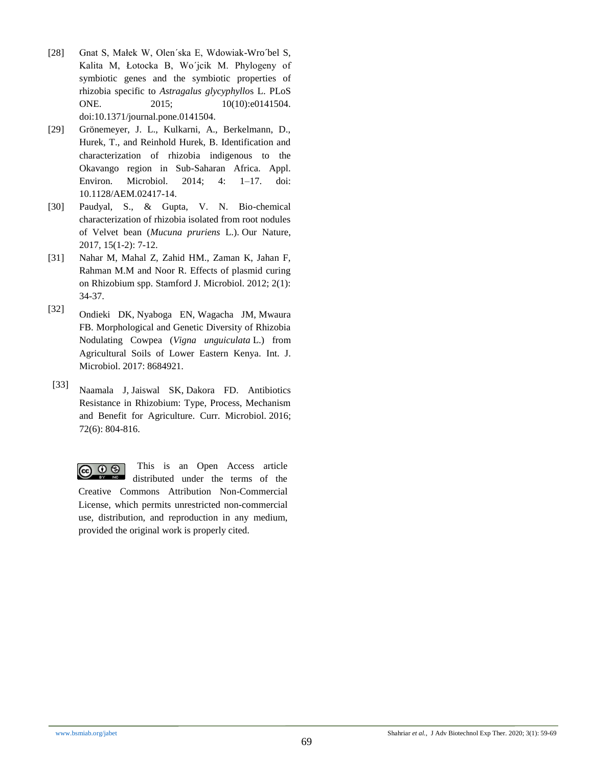[28] Gnat S, Małek W, Olen´ska E, Wdowiak-Wro´bel S, Kalita M, Łotocka B, Wo´jcik M. Phylogeny of symbiotic genes and the symbiotic properties of rhizobia specific to *Astragalus glycyphyllos* L. PLoS ONE. 2015; 10(10):e0141504. doi:10.1371/journal.pone.0141504.

[29] Grönemeyer, J. L., Kulkarni, A., Berkelmann, D., Hurek, T., and Reinhold Hurek, B. Identification and characterization of rhizobia indigenous to the Okavango region in Sub-Saharan Africa. Appl. Environ. Microbiol. 2014; 4: 1–17. doi: 10.1128/AEM.02417-14.

[30] Paudyal, S., & Gupta, V. N. Bio-chemical characterization of rhizobia isolated from root nodules of Velvet bean (*Mucuna pruriens* L.). Our Nature, 2017, 15(1-2): 7-12.

[31] Nahar M, Mahal Z, Zahid HM., Zaman K, Jahan F, Rahman M.M and Noor R. Effects of plasmid curing on Rhizobium spp. Stamford J. Microbiol. 2012; 2(1): 34-37.

[32] Ondieki DK, Nyaboga EN, Wagacha JM, Mwaura FB. Morphological and Genetic Diversity of Rhizobia Nodulating Cowpea (*Vigna unguiculata* L.) from Agricultural Soils of Lower Eastern Kenya. Int. J. Microbiol. 2017: 8684921.

[33] Naamala J, Jaiswal SK, Dakora FD. Antibiotics Resistance in Rhizobium: Type, Process, Mechanism and Benefit for Agriculture. Curr. Microbiol. 2016; 72(6): 804-816.

This is an Open Access article distributed under the terms of the Creative Commons Attribution Non-Commercial License, which permits unrestricted non-commercial use, distribution, and reproduction in any medium, provided the original work is properly cited.